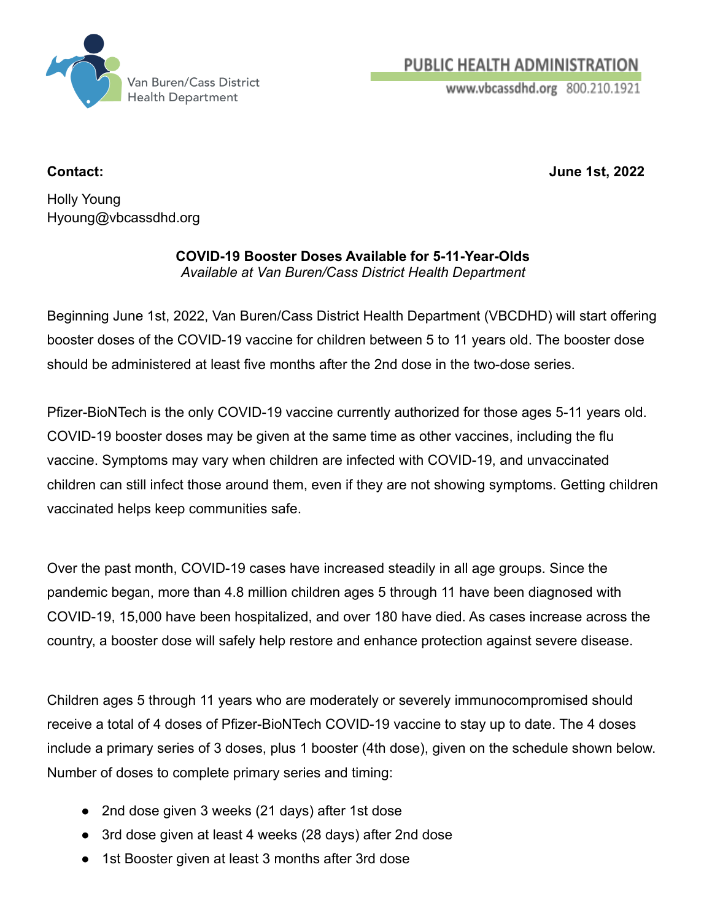Van Buren/Cass District Health Department

PUBLIC HEALTH ADMINISTRATION
www.vbcassdhd.org 800.210.1921

**Contact:** **June 1st, 2022**

Holly Young
Hyoung@vbcassdhd.org

**COVID-19 Booster Doses Available for 5-11-Year-Olds**
*Available at Van Buren/Cass District Health Department*

Beginning June 1st, 2022, Van Buren/Cass District Health Department (VBCDHD) will start offering booster doses of the COVID-19 vaccine for children between 5 to 11 years old. The booster dose should be administered at least five months after the 2nd dose in the two-dose series.

Pfizer-BioNTech is the only COVID-19 vaccine currently authorized for those ages 5-11 years old. COVID-19 booster doses may be given at the same time as other vaccines, including the flu vaccine. Symptoms may vary when children are infected with COVID-19, and unvaccinated children can still infect those around them, even if they are not showing symptoms. Getting children vaccinated helps keep communities safe.

Over the past month, COVID-19 cases have increased steadily in all age groups. Since the pandemic began, more than 4.8 million children ages 5 through 11 have been diagnosed with COVID-19, 15,000 have been hospitalized, and over 180 have died. As cases increase across the country, a booster dose will safely help restore and enhance protection against severe disease.

Children ages 5 through 11 years who are moderately or severely immunocompromised should receive a total of 4 doses of Pfizer-BioNTech COVID-19 vaccine to stay up to date. The 4 doses include a primary series of 3 doses, plus 1 booster (4th dose), given on the schedule shown below. Number of doses to complete primary series and timing:

- 2nd dose given 3 weeks (21 days) after 1st dose
- 3rd dose given at least 4 weeks (28 days) after 2nd dose
- 1st Booster given at least 3 months after 3rd dose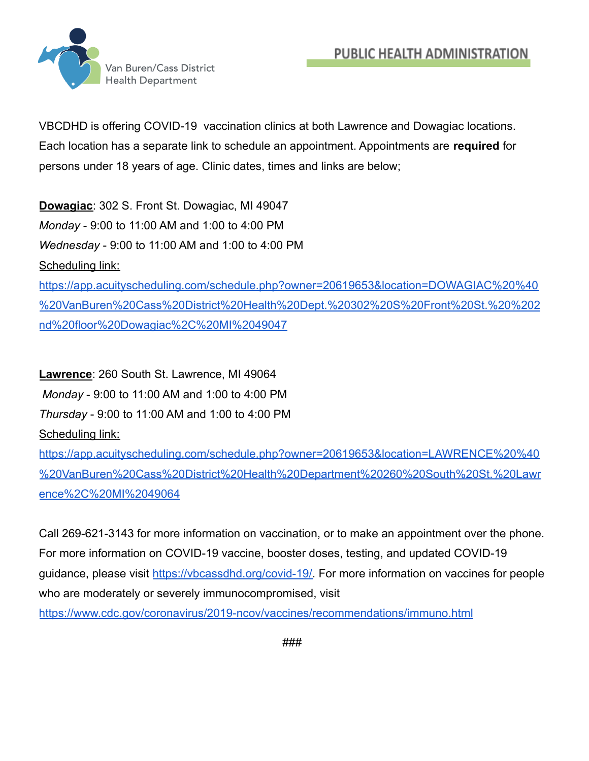Van Buren/Cass District Health Department

PUBLIC HEALTH ADMINISTRATION

VBCDHD is offering COVID-19 vaccination clinics at both Lawrence and Dowagiac locations. Each location has a separate link to schedule an appointment. Appointments are **required** for persons under 18 years of age. Clinic dates, times and links are below;

**Dowagiac**: 302 S. Front St. Dowagiac, MI 49047

*Monday* - 9:00 to 11:00 AM and 1:00 to 4:00 PM

*Wednesday* - 9:00 to 11:00 AM and 1:00 to 4:00 PM

Scheduling link:

https://app.acuityscheduling.com/schedule.php?owner=20619653&location=DOWAGIAC%20%40%20VanBuren%20Cass%20District%20Health%20Dept.%20302%20S%20Front%20St.%20%202nd%20floor%20Dowagiac%2C%20MI%2049047

**Lawrence**: 260 South St. Lawrence, MI 49064

*Monday* - 9:00 to 11:00 AM and 1:00 to 4:00 PM

*Thursday* - 9:00 to 11:00 AM and 1:00 to 4:00 PM

Scheduling link:

https://app.acuityscheduling.com/schedule.php?owner=20619653&location=LAWRENCE%20%40%20VanBuren%20Cass%20District%20Health%20Department%20260%20South%20St.%20Lawrence%2C%20MI%2049064

Call 269-621-3143 for more information on vaccination, or to make an appointment over the phone. For more information on COVID-19 vaccine, booster doses, testing, and updated COVID-19 guidance, please visit https://vbcassdhd.org/covid-19/. For more information on vaccines for people who are moderately or severely immunocompromised, visit https://www.cdc.gov/coronavirus/2019-ncov/vaccines/recommendations/immuno.html

###